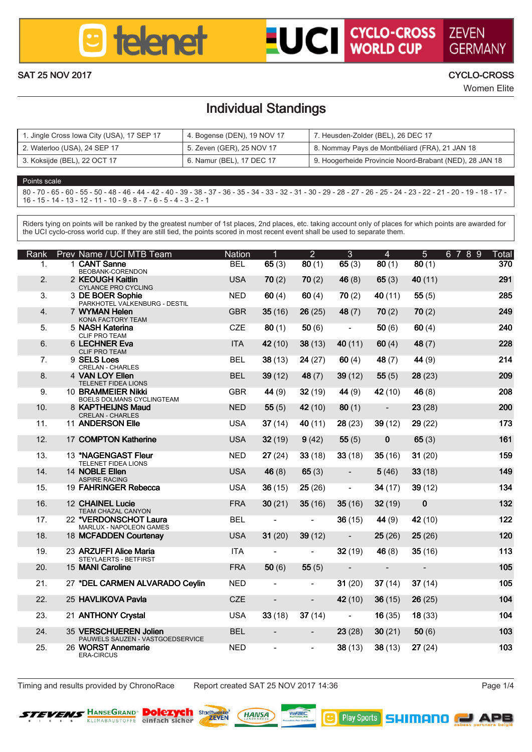telenet — UCI CYCLO-CROSS WORLD CUP — ZEVEN GERMANY

SAT 25 NOV 2017

CYCLO-CROSS
Women Elite

# Individual Standings

| | | |
|---|---|---|
| 1. Jingle Cross Iowa City (USA), 17 SEP 17 | 4. Bogense (DEN), 19 NOV 17 | 7. Heusden-Zolder (BEL), 26 DEC 17 |
| 2. Waterloo (USA), 24 SEP 17 | 5. Zeven (GER), 25 NOV 17 | 8. Nommay Pays de Montbéliard (FRA), 21 JAN 18 |
| 3. Koksijde (BEL), 22 OCT 17 | 6. Namur (BEL), 17 DEC 17 | 9. Hoogerheide Provincie Noord-Brabant (NED), 28 JAN 18 |

**Points scale**

80 - 70 - 65 - 60 - 55 - 50 - 48 - 46 - 44 - 42 - 40 - 39 - 38 - 37 - 36 - 35 - 34 - 33 - 32 - 31 - 30 - 29 - 28 - 27 - 26 - 25 - 24 - 23 - 22 - 21 - 20 - 19 - 18 - 17 - 16 - 15 - 14 - 13 - 12 - 11 - 10 - 9 - 8 - 7 - 6 - 5 - 4 - 3 - 2 - 1

Riders tying on points will be ranked by the greatest number of 1st places, 2nd places, etc. taking account only of places for which points are awarded for the UCI cyclo-cross world cup. If they are still tied, the points scored in most recent event shall be used to separate them.

| Rank | Prev | Name / UCI MTB Team | Nation | 1 | 2 | 3 | 4 | 5 | 6 | 7 | 8 | 9 | Total |
|---|---|---|---|---|---|---|---|---|---|---|---|---|---|
| 1. | 1 | **CANT Sanne** BEOBANK-CORENDON | BEL | **65** (3) | **80** (1) | **65** (3) | **80** (1) | **80** (1) | | | | | **370** |
| 2. | 2 | **KEOUGH Kaitlin** CYLANCE PRO CYCLING | USA | **70** (2) | **70** (2) | **46** (8) | **65** (3) | **40** (11) | | | | | **291** |
| 3. | 3 | **DE BOER Sophie** PARKHOTEL VALKENBURG - DESTIL | NED | **60** (4) | **60** (4) | **70** (2) | **40** (11) | **55** (5) | | | | | **285** |
| 4. | 7 | **WYMAN Helen** KONA FACTORY TEAM | GBR | **35** (16) | **26** (25) | **48** (7) | **70** (2) | **70** (2) | | | | | **249** |
| 5. | 5 | **NASH Katerina** CLIF PRO TEAM | CZE | **80** (1) | **50** (6) | - | **50** (6) | **60** (4) | | | | | **240** |
| 6. | 6 | **LECHNER Eva** CLIF PRO TEAM | ITA | **42** (10) | **38** (13) | **40** (11) | **60** (4) | **48** (7) | | | | | **228** |
| 7. | 9 | **SELS Loes** CRELAN - CHARLES | BEL | **38** (13) | **24** (27) | **60** (4) | **48** (7) | **44** (9) | | | | | **214** |
| 8. | 4 | **VAN LOY Ellen** TELENET FIDEA LIONS | BEL | **39** (12) | **48** (7) | **39** (12) | **55** (5) | **28** (23) | | | | | **209** |
| 9. | 10 | **BRAMMEIER Nikki** BOELS DOLMANS CYCLINGTEAM | GBR | **44** (9) | **32** (19) | **44** (9) | **42** (10) | **46** (8) | | | | | **208** |
| 10. | 8 | **KAPTHEIJNS Maud** CRELAN - CHARLES | NED | **55** (5) | **42** (10) | **80** (1) | - | **23** (28) | | | | | **200** |
| 11. | 11 | **ANDERSON Elle** | USA | **37** (14) | **40** (11) | **28** (23) | **39** (12) | **29** (22) | | | | | **173** |
| 12. | 17 | **COMPTON Katherine** | USA | **32** (19) | **9** (42) | **55** (5) | **0** | **65** (3) | | | | | **161** |
| 13. | 13 | ***NAGENGAST Fleur** TELENET FIDEA LIONS | NED | **27** (24) | **33** (18) | **33** (18) | **35** (16) | **31** (20) | | | | | **159** |
| 14. | 14 | **NOBLE Ellen** ASPIRE RACING | USA | **46** (8) | **65** (3) | - | **5** (46) | **33** (18) | | | | | **149** |
| 15. | 19 | **FAHRINGER Rebecca** | USA | **36** (15) | **25** (26) | - | **34** (17) | **39** (12) | | | | | **134** |
| 16. | 12 | **CHAINEL Lucie** TEAM CHAZAL CANYON | FRA | **30** (21) | **35** (16) | **35** (16) | **32** (19) | **0** | | | | | **132** |
| 17. | 22 | ***VERDONSCHOT Laura** MARLUX - NAPOLEON GAMES | BEL | - | - | **36** (15) | **44** (9) | **42** (10) | | | | | **122** |
| 18. | 18 | **MCFADDEN Courtenay** | USA | **31** (20) | **39** (12) | - | **25** (26) | **25** (26) | | | | | **120** |
| 19. | 23 | **ARZUFFI Alice Maria** STEYLAERTS - BETFIRST | ITA | - | - | **32** (19) | **46** (8) | **35** (16) | | | | | **113** |
| 20. | 15 | **MANI Caroline** | FRA | **50** (6) | **55** (5) | - | - | - | | | | | **105** |
| 21. | 27 | ***DEL CARMEN ALVARADO Ceylin** | NED | - | - | **31** (20) | **37** (14) | **37** (14) | | | | | **105** |
| 22. | 25 | **HAVLIKOVA Pavla** | CZE | - | - | **42** (10) | **36** (15) | **26** (25) | | | | | **104** |
| 23. | 21 | **ANTHONY Crystal** | USA | **33** (18) | **37** (14) | - | **16** (35) | **18** (33) | | | | | **104** |
| 24. | 35 | **VERSCHUEREN Jolien** PAUWELS SAUZEN - VASTGOEDSERVICE | BEL | - | - | **23** (28) | **30** (21) | **50** (6) | | | | | **103** |
| 25. | 26 | **WORST Annemarie** ERA-CIRCUS | NED | - | - | **38** (13) | **38** (13) | **27** (24) | | | | | **103** |

Timing and results provided by ChronoRace — Report created SAT 25 NOV 2017 14:36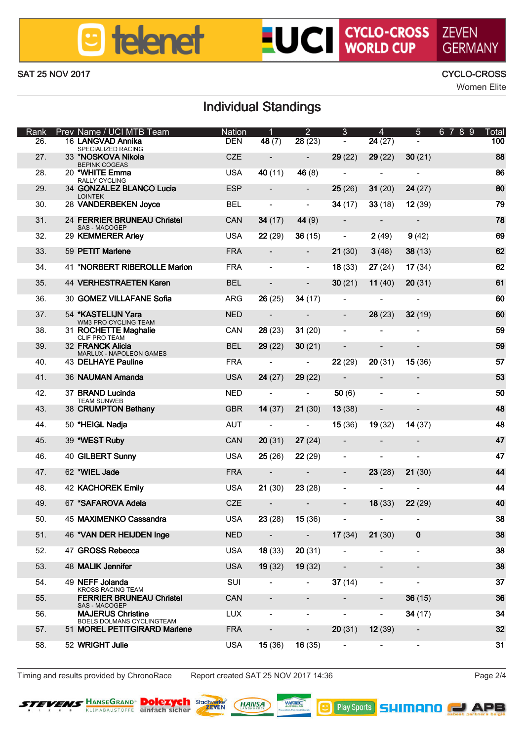SAT 25 NOV 2017

CYCLO-CROSS
Women Elite

# Individual Standings

| Rank | Prev | Name / UCI MTB Team | Nation | 1 | 2 | 3 | 4 | 5 | 6 7 8 9 | Total |
|---|---|---|---|---|---|---|---|---|---|---|
| 26. | 16 | **LANGVAD Annika** SPECIALIZED RACING | DEN | **48** (7) | **28** (23) | - | **24** (27) | - | | **100** |
| 27. | 33 | ***NOSKOVA Nikola** BEPINK COGEAS | CZE | - | - | **29** (22) | **29** (22) | **30** (21) | | **88** |
| 28. | 20 | ***WHITE Emma** RALLY CYCLING | USA | **40** (11) | **46** (8) | - | - | - | | **86** |
| 29. | 34 | **GONZALEZ BLANCO Lucia** LOINTEK | ESP | - | - | **25** (26) | **31** (20) | **24** (27) | | **80** |
| 30. | 28 | **VANDERBEKEN Joyce** | BEL | - | - | **34** (17) | **33** (18) | **12** (39) | | **79** |
| 31. | 24 | **FERRIER BRUNEAU Christel** SAS - MACOGEP | CAN | **34** (17) | **44** (9) | - | - | - | | **78** |
| 32. | 29 | **KEMMERER Arley** | USA | **22** (29) | **36** (15) | - | **2** (49) | **9** (42) | | **69** |
| 33. | 59 | **PETIT Marlene** | FRA | - | - | **21** (30) | **3** (48) | **38** (13) | | **62** |
| 34. | 41 | ***NORBERT RIBEROLLE Marion** | FRA | - | - | **18** (33) | **27** (24) | **17** (34) | | **62** |
| 35. | 44 | **VERHESTRAETEN Karen** | BEL | - | - | **30** (21) | **11** (40) | **20** (31) | | **61** |
| 36. | 30 | **GOMEZ VILLAFANE Sofia** | ARG | **26** (25) | **34** (17) | - | - | - | | **60** |
| 37. | 54 | ***KASTELIJN Yara** WM3 PRO CYCLING TEAM | NED | - | - | - | **28** (23) | **32** (19) | | **60** |
| 38. | 31 | **ROCHETTE Maghalie** CLIF PRO TEAM | CAN | **28** (23) | **31** (20) | - | - | - | | **59** |
| 39. | 32 | **FRANCK Alicia** MARLUX - NAPOLEON GAMES | BEL | **29** (22) | **30** (21) | - | - | - | | **59** |
| 40. | 43 | **DELHAYE Pauline** | FRA | - | - | **22** (29) | **20** (31) | **15** (36) | | **57** |
| 41. | 36 | **NAUMAN Amanda** | USA | **24** (27) | **29** (22) | - | - | - | | **53** |
| 42. | 37 | **BRAND Lucinda** TEAM SUNWEB | NED | - | - | **50** (6) | - | - | | **50** |
| 43. | 38 | **CRUMPTON Bethany** | GBR | **14** (37) | **21** (30) | **13** (38) | - | - | | **48** |
| 44. | 50 | ***HEIGL Nadja** | AUT | - | - | **15** (36) | **19** (32) | **14** (37) | | **48** |
| 45. | 39 | ***WEST Ruby** | CAN | **20** (31) | **27** (24) | - | - | - | | **47** |
| 46. | 40 | **GILBERT Sunny** | USA | **25** (26) | **22** (29) | - | - | - | | **47** |
| 47. | 62 | ***WIEL Jade** | FRA | - | - | - | **23** (28) | **21** (30) | | **44** |
| 48. | 42 | **KACHOREK Emily** | USA | **21** (30) | **23** (28) | - | - | - | | **44** |
| 49. | 67 | ***SAFAROVA Adela** | CZE | - | - | - | **18** (33) | **22** (29) | | **40** |
| 50. | 45 | **MAXIMENKO Cassandra** | USA | **23** (28) | **15** (36) | - | - | - | | **38** |
| 51. | 46 | ***VAN DER HEIJDEN Inge** | NED | - | - | **17** (34) | **21** (30) | **0** | | **38** |
| 52. | 47 | **GROSS Rebecca** | USA | **18** (33) | **20** (31) | - | - | - | | **38** |
| 53. | 48 | **MALIK Jennifer** | USA | **19** (32) | **19** (32) | - | - | - | | **38** |
| 54. | 49 | **NEFF Jolanda** KROSS RACING TEAM | SUI | - | - | **37** (14) | - | - | | **37** |
| 55. | | **FERRIER BRUNEAU Christel** SAS - MACOGEP | CAN | - | - | - | - | **36** (15) | | **36** |
| 56. | | **MAJERUS Christine** BOELS DOLMANS CYCLINGTEAM | LUX | - | - | - | - | **34** (17) | | **34** |
| 57. | 51 | **MOREL PETITGIRARD Marlene** | FRA | - | - | **20** (31) | **12** (39) | - | | **32** |
| 58. | 52 | **WRIGHT Julie** | USA | **15** (36) | **16** (35) | - | - | - | | **31** |

Timing and results provided by ChronoRace    Report created SAT 25 NOV 2017 14:36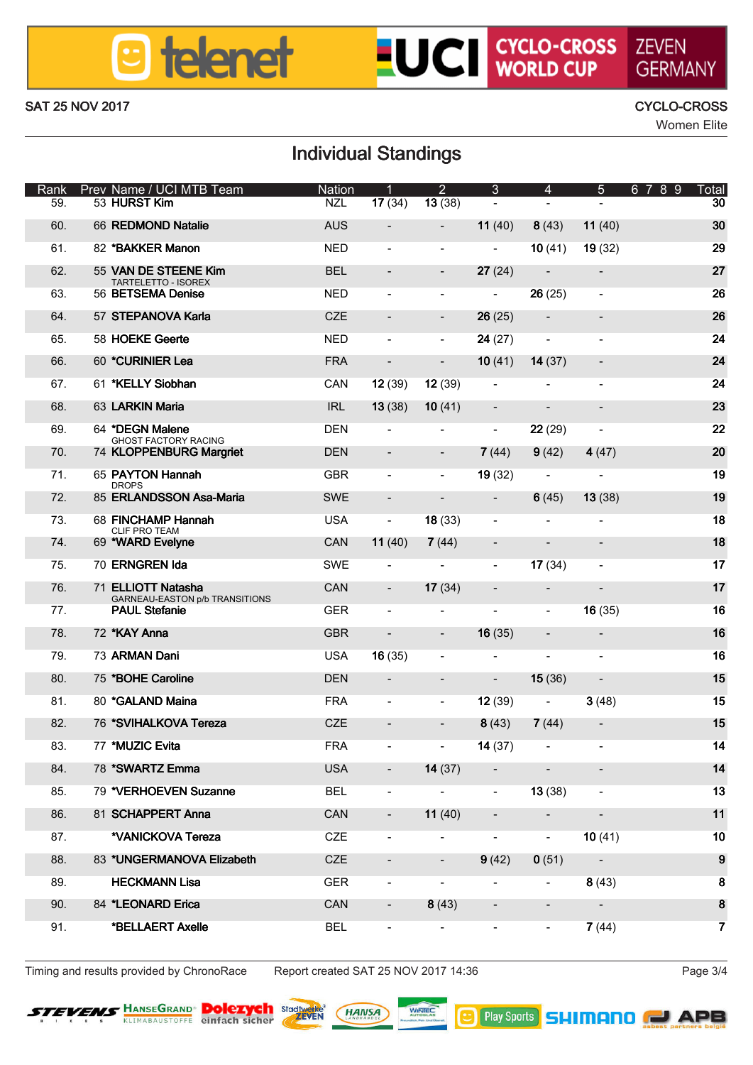SAT 25 NOV 2017

CYCLO-CROSS
Women Elite

# Individual Standings

| Rank | Prev | Name / UCI MTB Team | Nation | 1 | 2 | 3 | 4 | 5 | 6 7 8 9 | Total |
|---|---|---|---|---|---|---|---|---|---|---|
| 59. | 53 | **HURST Kim** | NZL | **17** (34) | **13** (38) | - | - | - | | **30** |
| 60. | 66 | **REDMOND Natalie** | AUS | - | - | **11** (40) | **8** (43) | **11** (40) | | **30** |
| 61. | 82 | ***BAKKER Manon** | NED | - | - | - | **10** (41) | **19** (32) | | **29** |
| 62. | 55 | **VAN DE STEENE Kim** TARTELETTO - ISOREX | BEL | - | - | **27** (24) | - | - | | **27** |
| 63. | 56 | **BETSEMA Denise** | NED | - | - | - | **26** (25) | - | | **26** |
| 64. | 57 | **STEPANOVA Karla** | CZE | - | - | **26** (25) | - | - | | **26** |
| 65. | 58 | **HOEKE Geerte** | NED | - | - | **24** (27) | - | - | | **24** |
| 66. | 60 | ***CURINIER Lea** | FRA | - | - | **10** (41) | **14** (37) | - | | **24** |
| 67. | 61 | ***KELLY Siobhan** | CAN | **12** (39) | **12** (39) | - | - | - | | **24** |
| 68. | 63 | **LARKIN Maria** | IRL | **13** (38) | **10** (41) | - | - | - | | **23** |
| 69. | 64 | ***DEGN Malene** GHOST FACTORY RACING | DEN | - | - | - | **22** (29) | - | | **22** |
| 70. | 74 | **KLOPPENBURG Margriet** | DEN | - | - | **7** (44) | **9** (42) | **4** (47) | | **20** |
| 71. | 65 | **PAYTON Hannah** DROPS | GBR | - | - | **19** (32) | - | - | | **19** |
| 72. | 85 | **ERLANDSSON Asa-Maria** | SWE | - | - | - | **6** (45) | **13** (38) | | **19** |
| 73. | 68 | **FINCHAMP Hannah** CLIF PRO TEAM | USA | - | **18** (33) | - | - | - | | **18** |
| 74. | 69 | ***WARD Evelyne** | CAN | **11** (40) | **7** (44) | - | - | - | | **18** |
| 75. | 70 | **ERNGREN Ida** | SWE | - | - | - | **17** (34) | - | | **17** |
| 76. | 71 | **ELLIOTT Natasha** GARNEAU-EASTON p/b TRANSITIONS | CAN | - | **17** (34) | - | - | - | | **17** |
| 77. | | **PAUL Stefanie** | GER | - | - | - | - | **16** (35) | | **16** |
| 78. | 72 | ***KAY Anna** | GBR | - | - | **16** (35) | - | - | | **16** |
| 79. | 73 | **ARMAN Dani** | USA | **16** (35) | - | - | - | - | | **16** |
| 80. | 75 | ***BOHE Caroline** | DEN | - | - | - | **15** (36) | - | | **15** |
| 81. | 80 | ***GALAND Maina** | FRA | - | - | **12** (39) | - | **3** (48) | | **15** |
| 82. | 76 | ***SVIHALKOVA Tereza** | CZE | - | - | **8** (43) | **7** (44) | - | | **15** |
| 83. | 77 | ***MUZIC Evita** | FRA | - | - | **14** (37) | - | - | | **14** |
| 84. | 78 | ***SWARTZ Emma** | USA | - | **14** (37) | - | - | - | | **14** |
| 85. | 79 | ***VERHOEVEN Suzanne** | BEL | - | - | - | **13** (38) | - | | **13** |
| 86. | 81 | **SCHAPPERT Anna** | CAN | - | **11** (40) | - | - | - | | **11** |
| 87. | | ***VANICKOVA Tereza** | CZE | - | - | - | - | **10** (41) | | **10** |
| 88. | 83 | ***UNGERMANOVA Elizabeth** | CZE | - | - | **9** (42) | **0** (51) | - | | **9** |
| 89. | | **HECKMANN Lisa** | GER | - | - | - | - | **8** (43) | | **8** |
| 90. | 84 | ***LEONARD Erica** | CAN | - | **8** (43) | - | - | - | | **8** |
| 91. | | ***BELLAERT Axelle** | BEL | - | - | - | - | **7** (44) | | **7** |

Timing and results provided by ChronoRace    Report created SAT 25 NOV 2017 14:36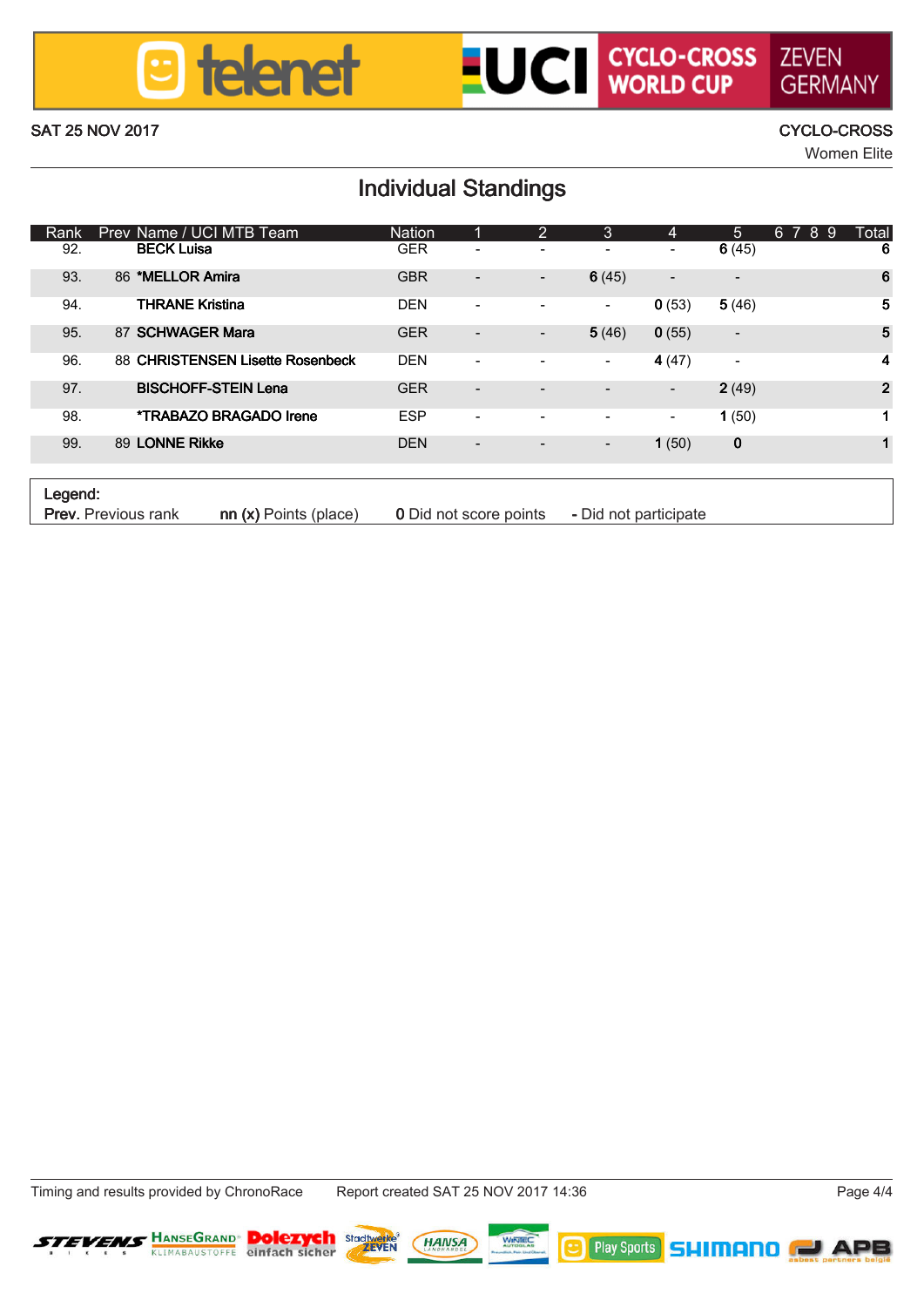SAT 25 NOV 2017

CYCLO-CROSS

Women Elite

# Individual Standings

| Rank | Prev | Name / UCI MTB Team | Nation | 1 | 2 | 3 | 4 | 5 | 6 | 7 | 8 | 9 | Total |
|---|---|---|---|---|---|---|---|---|---|---|---|---|---|
| 92. | | **BECK Luisa** | GER | - | - | - | - | **6** (45) | | | | | **6** |
| 93. | 86 | ***MELLOR Amira** | GBR | - | - | **6** (45) | - | - | | | | | **6** |
| 94. | | **THRANE Kristina** | DEN | - | - | - | **0** (53) | **5** (46) | | | | | **5** |
| 95. | 87 | **SCHWAGER Mara** | GER | - | - | **5** (46) | **0** (55) | - | | | | | **5** |
| 96. | 88 | **CHRISTENSEN Lisette Rosenbeck** | DEN | - | - | - | **4** (47) | - | | | | | **4** |
| 97. | | **BISCHOFF-STEIN Lena** | GER | - | - | - | - | **2** (49) | | | | | **2** |
| 98. | | ***TRABAZO BRAGADO Irene** | ESP | - | - | - | - | **1** (50) | | | | | **1** |
| 99. | 89 | **LONNE Rikke** | DEN | - | - | - | **1** (50) | **0** | | | | | **1** |

Legend:
**Prev.** Previous rank    **nn (x)** Points (place)    **0** Did not score points    **-** Did not participate

Timing and results provided by ChronoRace    Report created SAT 25 NOV 2017 14:36